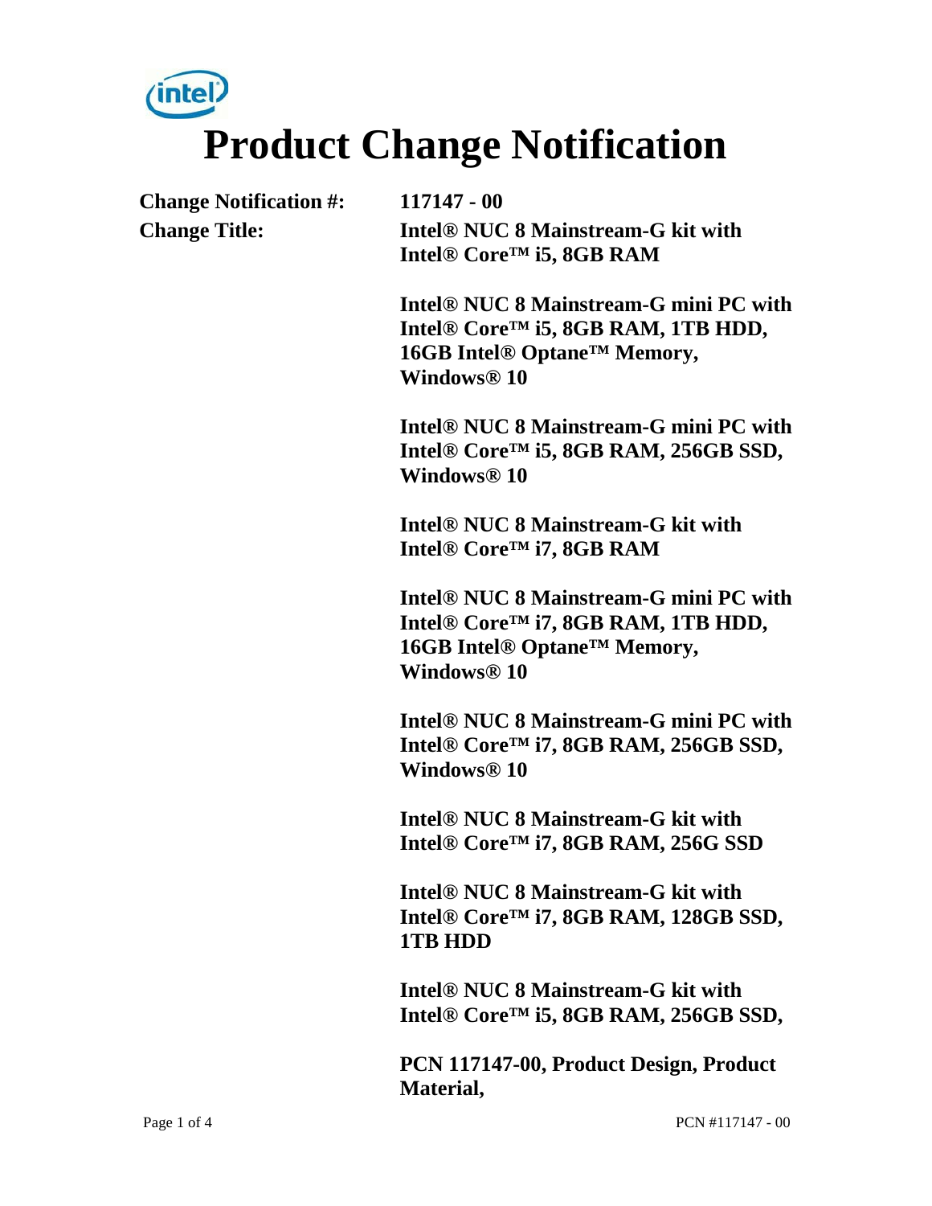# Product Change Notification

**Change Notification #:** 117147 - 00

**Change Title:**

**Intel® NUC 8 Mainstream-G kit with Intel® Core™ i5, 8GB RAM**

**Intel® NUC 8 Mainstream-G mini PC with Intel® Core™ i5, 8GB RAM, 1TB HDD, 16GB Intel® Optane™ Memory, Windows® 10**

**Intel® NUC 8 Mainstream-G mini PC with Intel® Core™ i5, 8GB RAM, 256GB SSD, Windows® 10**

**Intel® NUC 8 Mainstream-G kit with Intel® Core™ i7, 8GB RAM**

**Intel® NUC 8 Mainstream-G mini PC with Intel® Core™ i7, 8GB RAM, 1TB HDD, 16GB Intel® Optane™ Memory, Windows® 10**

**Intel® NUC 8 Mainstream-G mini PC with Intel® Core™ i7, 8GB RAM, 256GB SSD, Windows® 10**

**Intel® NUC 8 Mainstream-G kit with Intel® Core™ i7, 8GB RAM, 256G SSD**

**Intel® NUC 8 Mainstream-G kit with Intel® Core™ i7, 8GB RAM, 128GB SSD, 1TB HDD**

**Intel® NUC 8 Mainstream-G kit with Intel® Core™ i5, 8GB RAM, 256GB SSD,**

**PCN 117147-00, Product Design, Product Material,**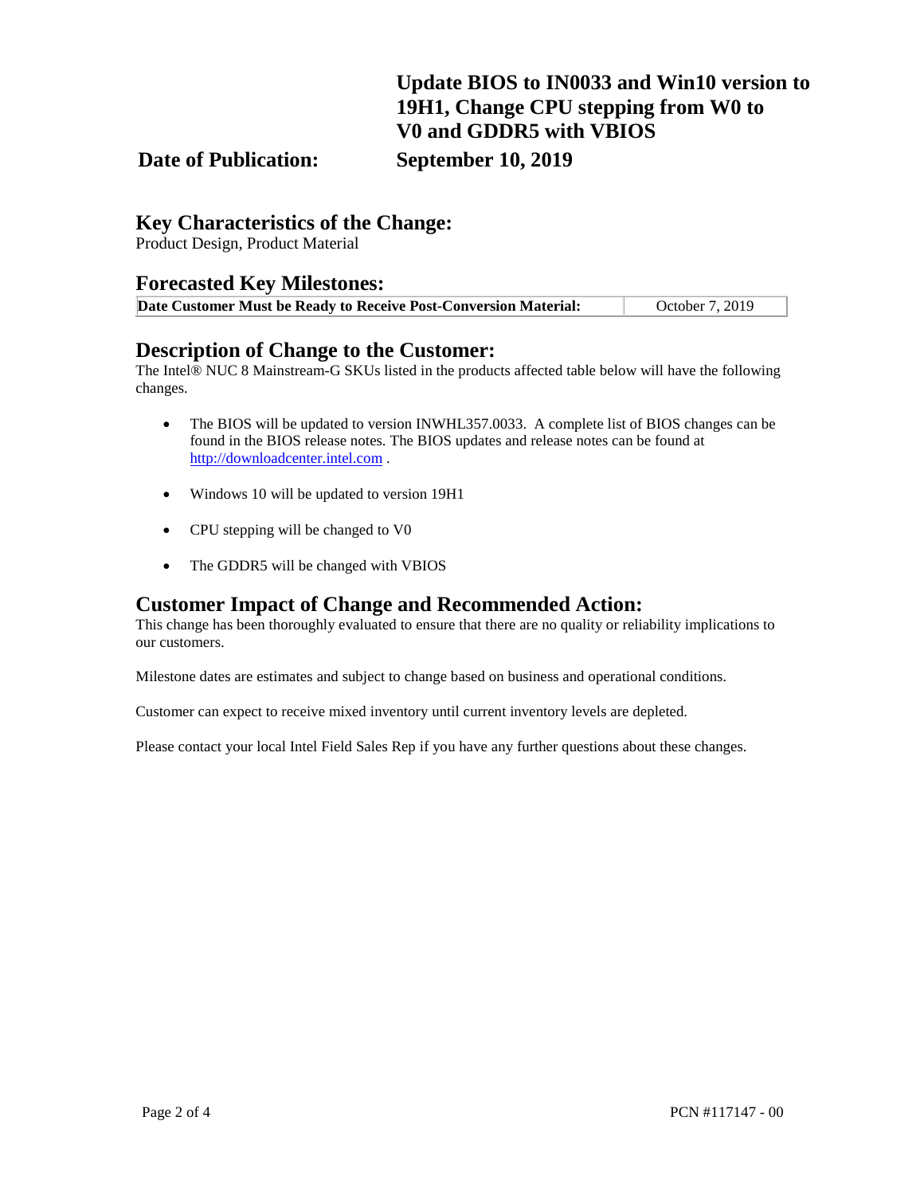**Update BIOS to IN0033 and Win10 version to 19H1, Change CPU stepping from W0 to V0 and GDDR5 with VBIOS**

**Date of Publication:** **September 10, 2019**

## Key Characteristics of the Change:

Product Design, Product Material

## Forecasted Key Milestones:

| **Date Customer Must be Ready to Receive Post-Conversion Material:** | October 7, 2019 |
|---|---|

## Description of Change to the Customer:

The Intel® NUC 8 Mainstream-G SKUs listed in the products affected table below will have the following changes.

- The BIOS will be updated to version INWHL357.0033. A complete list of BIOS changes can be found in the BIOS release notes. The BIOS updates and release notes can be found at http://downloadcenter.intel.com .
- Windows 10 will be updated to version 19H1
- CPU stepping will be changed to V0
- The GDDR5 will be changed with VBIOS

## Customer Impact of Change and Recommended Action:

This change has been thoroughly evaluated to ensure that there are no quality or reliability implications to our customers.

Milestone dates are estimates and subject to change based on business and operational conditions.

Customer can expect to receive mixed inventory until current inventory levels are depleted.

Please contact your local Intel Field Sales Rep if you have any further questions about these changes.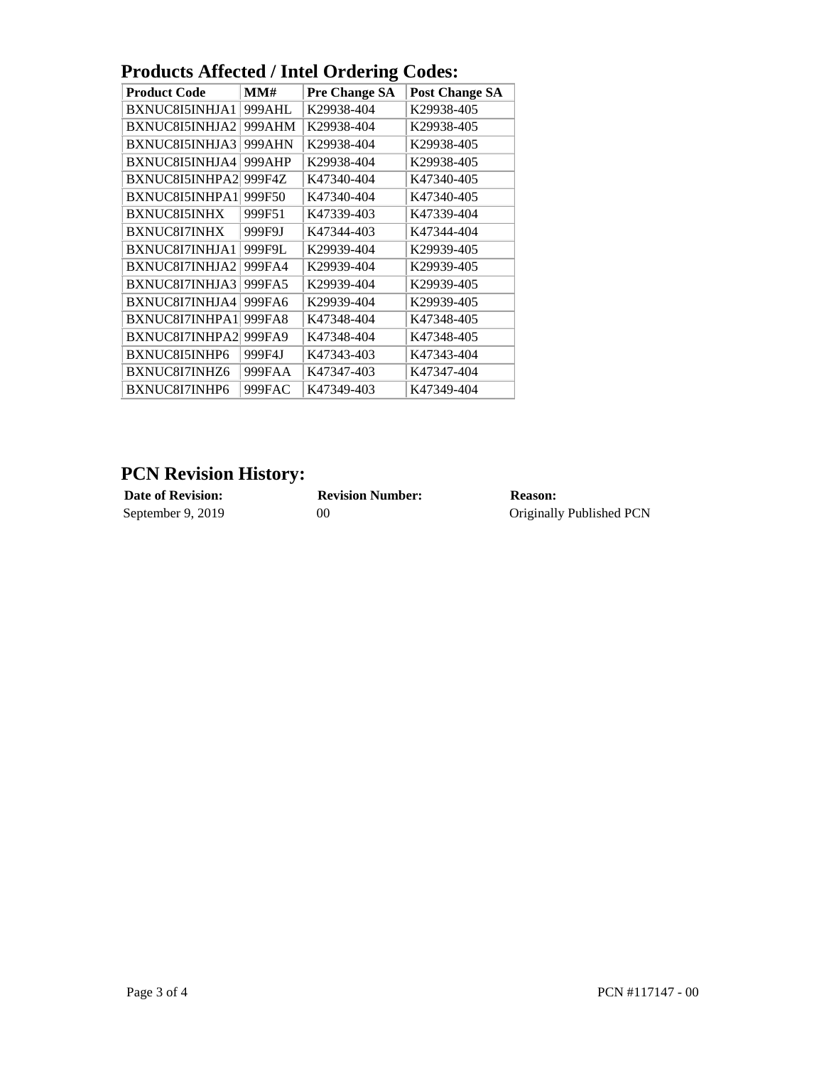## Products Affected / Intel Ordering Codes:

| Product Code | MM# | Pre Change SA | Post Change SA |
|---|---|---|---|
| BXNUC8I5INHJA1 | 999AHL | K29938-404 | K29938-405 |
| BXNUC8I5INHJA2 | 999AHM | K29938-404 | K29938-405 |
| BXNUC8I5INHJA3 | 999AHN | K29938-404 | K29938-405 |
| BXNUC8I5INHJA4 | 999AHP | K29938-404 | K29938-405 |
| BXNUC8I5INHPA2 | 999F4Z | K47340-404 | K47340-405 |
| BXNUC8I5INHPA1 | 999F50 | K47340-404 | K47340-405 |
| BXNUC8I5INHX | 999F51 | K47339-403 | K47339-404 |
| BXNUC8I7INHX | 999F9J | K47344-403 | K47344-404 |
| BXNUC8I7INHJA1 | 999F9L | K29939-404 | K29939-405 |
| BXNUC8I7INHJA2 | 999FA4 | K29939-404 | K29939-405 |
| BXNUC8I7INHJA3 | 999FA5 | K29939-404 | K29939-405 |
| BXNUC8I7INHJA4 | 999FA6 | K29939-404 | K29939-405 |
| BXNUC8I7INHPA1 | 999FA8 | K47348-404 | K47348-405 |
| BXNUC8I7INHPA2 | 999FA9 | K47348-404 | K47348-405 |
| BXNUC8I5INHP6 | 999F4J | K47343-403 | K47343-404 |
| BXNUC8I7INHZ6 | 999FAA | K47347-403 | K47347-404 |
| BXNUC8I7INHP6 | 999FAC | K47349-403 | K47349-404 |

## PCN Revision History:

| Date of Revision: | Revision Number: | Reason: |
|---|---|---|
| September 9, 2019 | 00 | Originally Published PCN |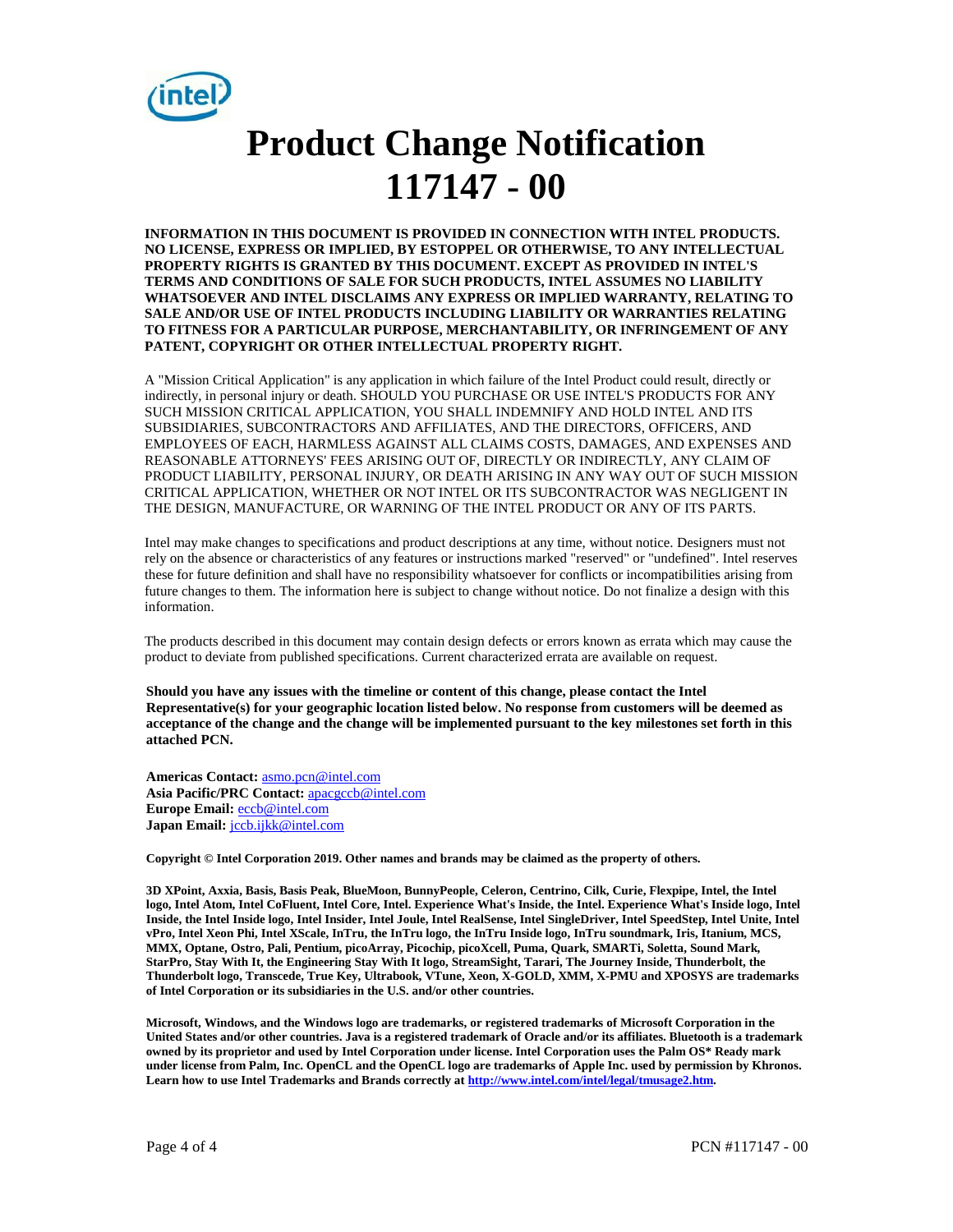# Product Change Notification 117147 - 00

**INFORMATION IN THIS DOCUMENT IS PROVIDED IN CONNECTION WITH INTEL PRODUCTS. NO LICENSE, EXPRESS OR IMPLIED, BY ESTOPPEL OR OTHERWISE, TO ANY INTELLECTUAL PROPERTY RIGHTS IS GRANTED BY THIS DOCUMENT. EXCEPT AS PROVIDED IN INTEL'S TERMS AND CONDITIONS OF SALE FOR SUCH PRODUCTS, INTEL ASSUMES NO LIABILITY WHATSOEVER AND INTEL DISCLAIMS ANY EXPRESS OR IMPLIED WARRANTY, RELATING TO SALE AND/OR USE OF INTEL PRODUCTS INCLUDING LIABILITY OR WARRANTIES RELATING TO FITNESS FOR A PARTICULAR PURPOSE, MERCHANTABILITY, OR INFRINGEMENT OF ANY PATENT, COPYRIGHT OR OTHER INTELLECTUAL PROPERTY RIGHT.**

A "Mission Critical Application" is any application in which failure of the Intel Product could result, directly or indirectly, in personal injury or death. SHOULD YOU PURCHASE OR USE INTEL'S PRODUCTS FOR ANY SUCH MISSION CRITICAL APPLICATION, YOU SHALL INDEMNIFY AND HOLD INTEL AND ITS SUBSIDIARIES, SUBCONTRACTORS AND AFFILIATES, AND THE DIRECTORS, OFFICERS, AND EMPLOYEES OF EACH, HARMLESS AGAINST ALL CLAIMS COSTS, DAMAGES, AND EXPENSES AND REASONABLE ATTORNEYS' FEES ARISING OUT OF, DIRECTLY OR INDIRECTLY, ANY CLAIM OF PRODUCT LIABILITY, PERSONAL INJURY, OR DEATH ARISING IN ANY WAY OUT OF SUCH MISSION CRITICAL APPLICATION, WHETHER OR NOT INTEL OR ITS SUBCONTRACTOR WAS NEGLIGENT IN THE DESIGN, MANUFACTURE, OR WARNING OF THE INTEL PRODUCT OR ANY OF ITS PARTS.

Intel may make changes to specifications and product descriptions at any time, without notice. Designers must not rely on the absence or characteristics of any features or instructions marked "reserved" or "undefined". Intel reserves these for future definition and shall have no responsibility whatsoever for conflicts or incompatibilities arising from future changes to them. The information here is subject to change without notice. Do not finalize a design with this information.

The products described in this document may contain design defects or errors known as errata which may cause the product to deviate from published specifications. Current characterized errata are available on request.

**Should you have any issues with the timeline or content of this change, please contact the Intel Representative(s) for your geographic location listed below. No response from customers will be deemed as acceptance of the change and the change will be implemented pursuant to the key milestones set forth in this attached PCN.**

**Americas Contact:** asmo.pcn@intel.com
**Asia Pacific/PRC Contact:** apacgccb@intel.com
**Europe Email:** eccb@intel.com
**Japan Email:** jccb.ijkk@intel.com

**Copyright © Intel Corporation 2019. Other names and brands may be claimed as the property of others.**

**3D XPoint, Axxia, Basis, Basis Peak, BlueMoon, BunnyPeople, Celeron, Centrino, Cilk, Curie, Flexpipe, Intel, the Intel logo, Intel Atom, Intel CoFluent, Intel Core, Intel. Experience What's Inside, the Intel. Experience What's Inside logo, Intel Inside, the Intel Inside logo, Intel Insider, Intel Joule, Intel RealSense, Intel SingleDriver, Intel SpeedStep, Intel Unite, Intel vPro, Intel Xeon Phi, Intel XScale, InTru, the InTru logo, the InTru Inside logo, InTru soundmark, Iris, Itanium, MCS, MMX, Optane, Ostro, Pali, Pentium, picoArray, Picochip, picoXcell, Puma, Quark, SMARTi, Soletta, Sound Mark, StarPro, Stay With It, the Engineering Stay With It logo, StreamSight, Tarari, The Journey Inside, Thunderbolt, the Thunderbolt logo, Transcede, True Key, Ultrabook, VTune, Xeon, X-GOLD, XMM, X-PMU and XPOSYS are trademarks of Intel Corporation or its subsidiaries in the U.S. and/or other countries.**

**Microsoft, Windows, and the Windows logo are trademarks, or registered trademarks of Microsoft Corporation in the United States and/or other countries. Java is a registered trademark of Oracle and/or its affiliates. Bluetooth is a trademark owned by its proprietor and used by Intel Corporation under license. Intel Corporation uses the Palm OS* Ready mark under license from Palm, Inc. OpenCL and the OpenCL logo are trademarks of Apple Inc. used by permission by Khronos. Learn how to use Intel Trademarks and Brands correctly at http://www.intel.com/intel/legal/tmusage2.htm.**